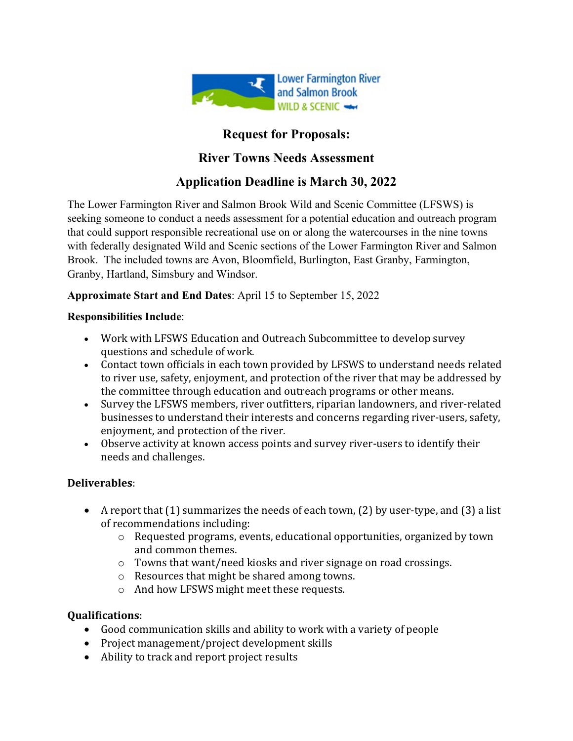# Request for Proposals:

## River Towns Needs Assessment

## Application Deadline is March 30, 2022

The Lower Farmington River and Salmon Brook Wild and Scenic Committee (LFSWS) is seeking someone to conduct a needs assessment for a potential education and outreach program that could support responsible recreational use on or along the watercourses in the nine towns with federally designated Wild and Scenic sections of the Lower Farmington River and Salmon Brook. The included towns are Avon, Bloomfield, Burlington, East Granby, Farmington, Granby, Hartland, Simsbury and Windsor.

**Approximate Start and End Dates**: April 15 to September 15, 2022

**Responsibilities Include**:

- Work with LFSWS Education and Outreach Subcommittee to develop survey questions and schedule of work.
- Contact town officials in each town provided by LFSWS to understand needs related to river use, safety, enjoyment, and protection of the river that may be addressed by the committee through education and outreach programs or other means.
- Survey the LFSWS members, river outfitters, riparian landowners, and river-related businesses to understand their interests and concerns regarding river-users, safety, enjoyment, and protection of the river.
- Observe activity at known access points and survey river-users to identify their needs and challenges.

**Deliverables**:

- A report that (1) summarizes the needs of each town, (2) by user-type, and (3) a list of recommendations including:
  - Requested programs, events, educational opportunities, organized by town and common themes.
  - Towns that want/need kiosks and river signage on road crossings.
  - Resources that might be shared among towns.
  - And how LFSWS might meet these requests.

**Qualifications**:

- Good communication skills and ability to work with a variety of people
- Project management/project development skills
- Ability to track and report project results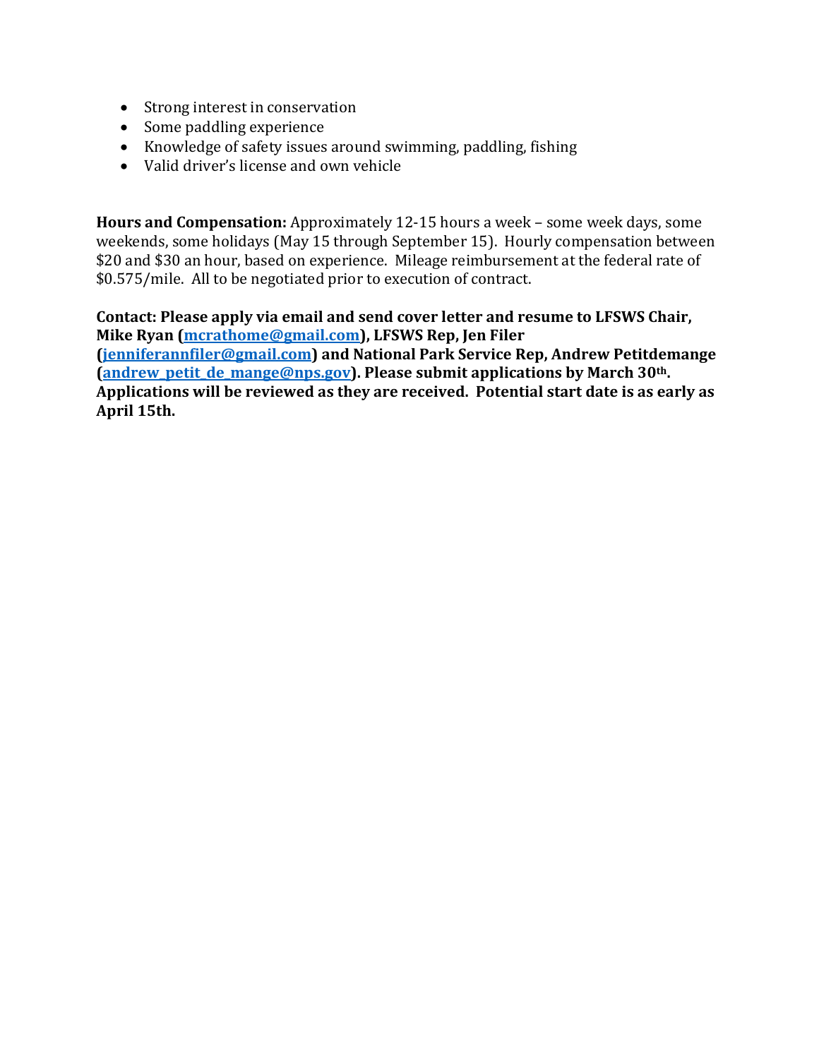- Strong interest in conservation
- Some paddling experience
- Knowledge of safety issues around swimming, paddling, fishing
- Valid driver's license and own vehicle

**Hours and Compensation:** Approximately 12-15 hours a week – some week days, some weekends, some holidays (May 15 through September 15). Hourly compensation between $20 and $30 an hour, based on experience. Mileage reimbursement at the federal rate of $0.575/mile. All to be negotiated prior to execution of contract.

**Contact: Please apply via email and send cover letter and resume to LFSWS Chair, Mike Ryan ([mcrathome@gmail.com](mailto:mcrathome@gmail.com)), LFSWS Rep, Jen Filer ([jenniferannfiler@gmail.com](mailto:jenniferannfiler@gmail.com)) and National Park Service Rep, Andrew Petitdemange ([andrew_petit_de_mange@nps.gov](mailto:andrew_petit_de_mange@nps.gov)). Please submit applications by March 30th. Applications will be reviewed as they are received. Potential start date is as early as April 15th.**